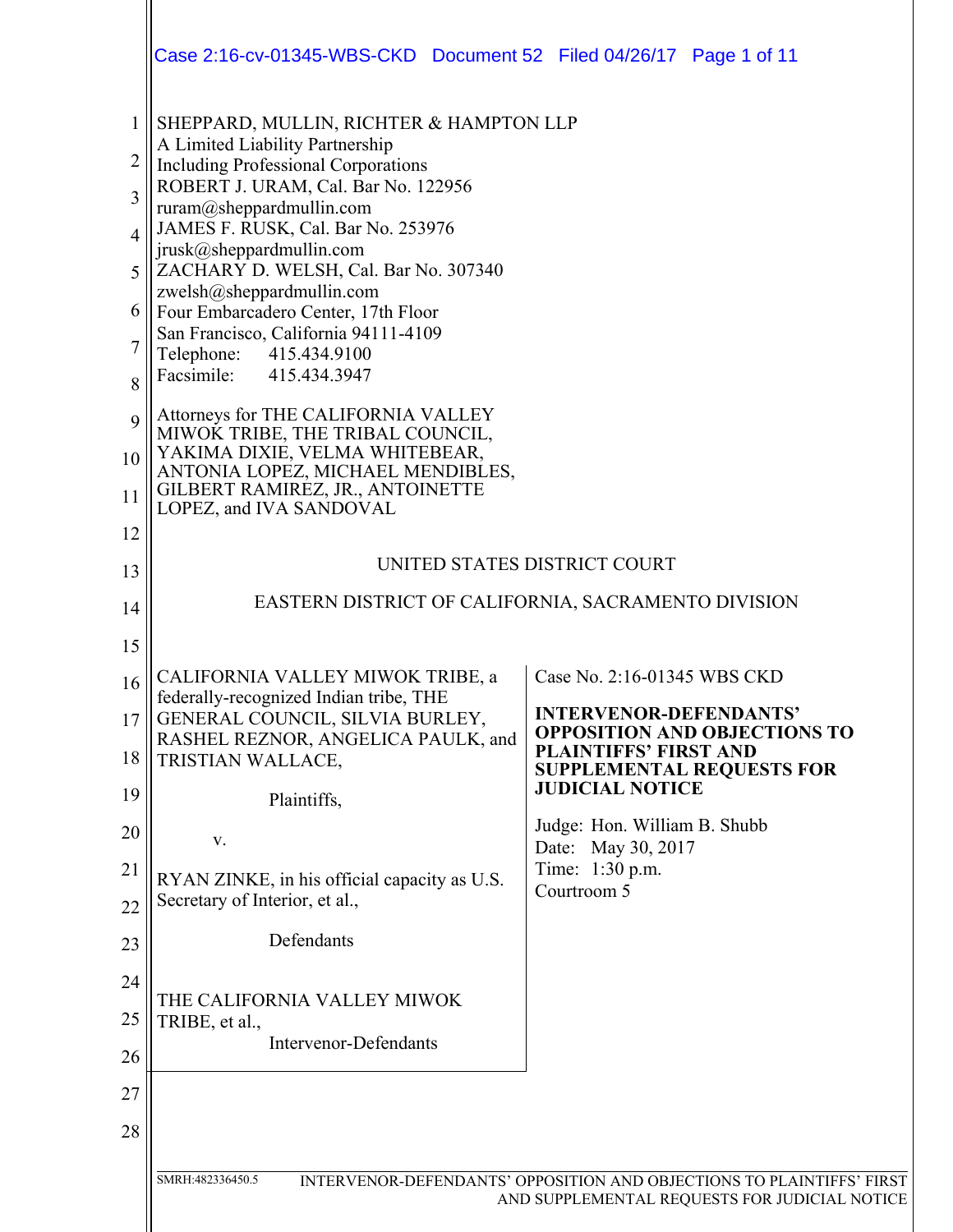SHEPPARD, MULLIN, RICHTER & HAMPTON LLP
A Limited Liability Partnership
Including Professional Corporations
ROBERT J. URAM, Cal. Bar No. 122956
ruram@sheppardmullin.com
JAMES F. RUSK, Cal. Bar No. 253976
jrusk@sheppardmullin.com
ZACHARY D. WELSH, Cal. Bar No. 307340
zwelsh@sheppardmullin.com
Four Embarcadero Center, 17th Floor
San Francisco, California 94111-4109
Telephone: 415.434.9100
Facsimile: 415.434.3947

Attorneys for THE CALIFORNIA VALLEY MIWOK TRIBE, THE TRIBAL COUNCIL, YAKIMA DIXIE, VELMA WHITEBEAR, ANTONIA LOPEZ, MICHAEL MENDIBLES, GILBERT RAMIREZ, JR., ANTOINETTE LOPEZ, and IVA SANDOVAL

UNITED STATES DISTRICT COURT

EASTERN DISTRICT OF CALIFORNIA, SACRAMENTO DIVISION

CALIFORNIA VALLEY MIWOK TRIBE, a federally-recognized Indian tribe, THE GENERAL COUNCIL, SILVIA BURLEY, RASHEL REZNOR, ANGELICA PAULK, and TRISTIAN WALLACE,

Plaintiffs,

v.

RYAN ZINKE, in his official capacity as U.S. Secretary of Interior, et al.,

Defendants

THE CALIFORNIA VALLEY MIWOK TRIBE, et al.,

Intervenor-Defendants

Case No. 2:16-01345 WBS CKD

**INTERVENOR-DEFENDANTS' OPPOSITION AND OBJECTIONS TO PLAINTIFFS' FIRST AND SUPPLEMENTAL REQUESTS FOR JUDICIAL NOTICE**

Judge: Hon. William B. Shubb
Date: May 30, 2017
Time: 1:30 p.m.
Courtroom 5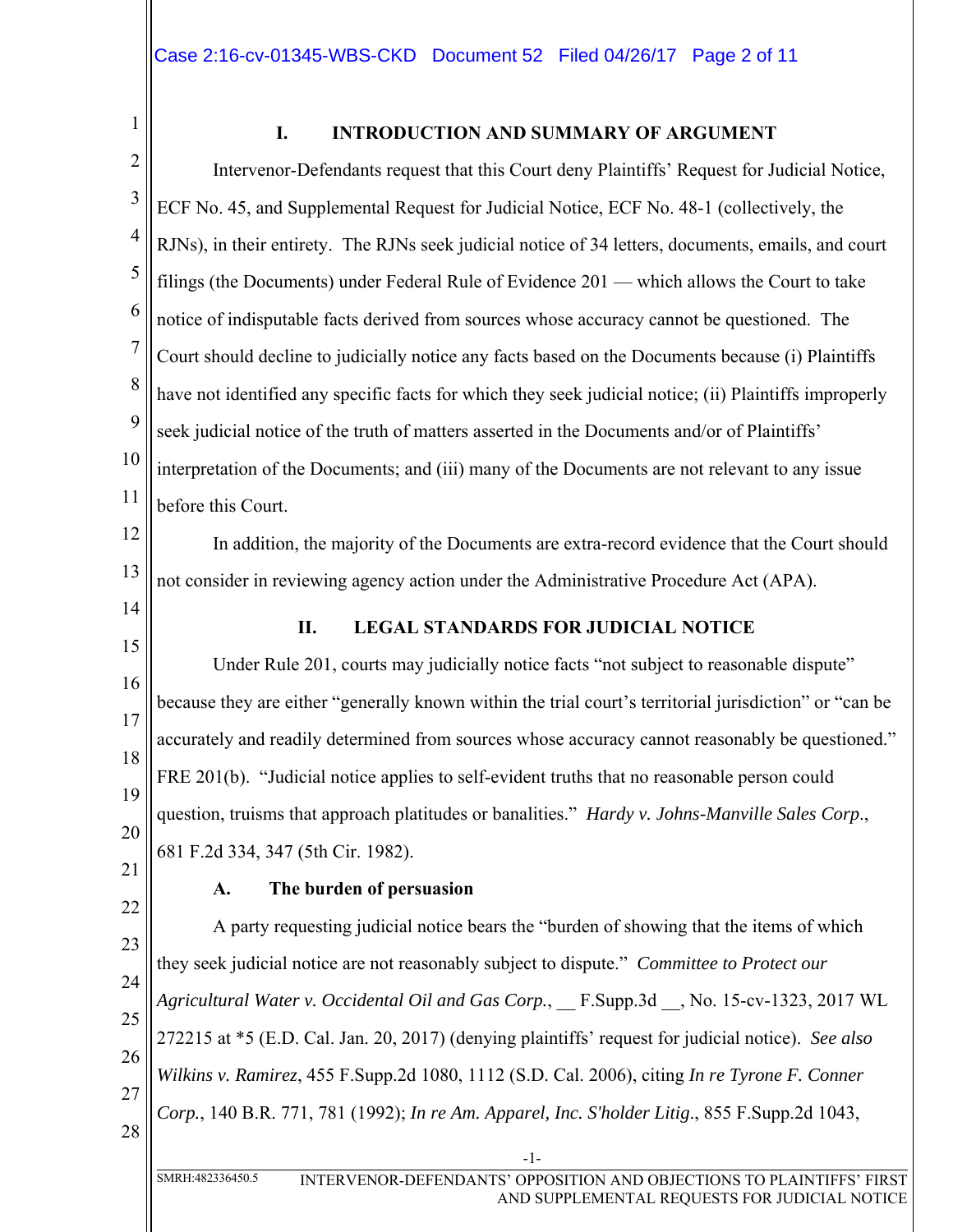## I. INTRODUCTION AND SUMMARY OF ARGUMENT

Intervenor-Defendants request that this Court deny Plaintiffs' Request for Judicial Notice, ECF No. 45, and Supplemental Request for Judicial Notice, ECF No. 48-1 (collectively, the RJNs), in their entirety. The RJNs seek judicial notice of 34 letters, documents, emails, and court filings (the Documents) under Federal Rule of Evidence 201 — which allows the Court to take notice of indisputable facts derived from sources whose accuracy cannot be questioned. The Court should decline to judicially notice any facts based on the Documents because (i) Plaintiffs have not identified any specific facts for which they seek judicial notice; (ii) Plaintiffs improperly seek judicial notice of the truth of matters asserted in the Documents and/or of Plaintiffs' interpretation of the Documents; and (iii) many of the Documents are not relevant to any issue before this Court.

In addition, the majority of the Documents are extra-record evidence that the Court should not consider in reviewing agency action under the Administrative Procedure Act (APA).

## II. LEGAL STANDARDS FOR JUDICIAL NOTICE

Under Rule 201, courts may judicially notice facts "not subject to reasonable dispute" because they are either "generally known within the trial court's territorial jurisdiction" or "can be accurately and readily determined from sources whose accuracy cannot reasonably be questioned." FRE 201(b). "Judicial notice applies to self-evident truths that no reasonable person could question, truisms that approach platitudes or banalities." *Hardy v. Johns-Manville Sales Corp.*, 681 F.2d 334, 347 (5th Cir. 1982).

### A. The burden of persuasion

A party requesting judicial notice bears the "burden of showing that the items of which they seek judicial notice are not reasonably subject to dispute." *Committee to Protect our Agricultural Water v. Occidental Oil and Gas Corp.*, __ F.Supp.3d __, No. 15-cv-1323, 2017 WL 272215 at *5 (E.D. Cal. Jan. 20, 2017) (denying plaintiffs' request for judicial notice). *See also Wilkins v. Ramirez*, 455 F.Supp.2d 1080, 1112 (S.D. Cal. 2006), citing *In re Tyrone F. Conner Corp.*, 140 B.R. 771, 781 (1992); *In re Am. Apparel, Inc. S'holder Litig.*, 855 F.Supp.2d 1043,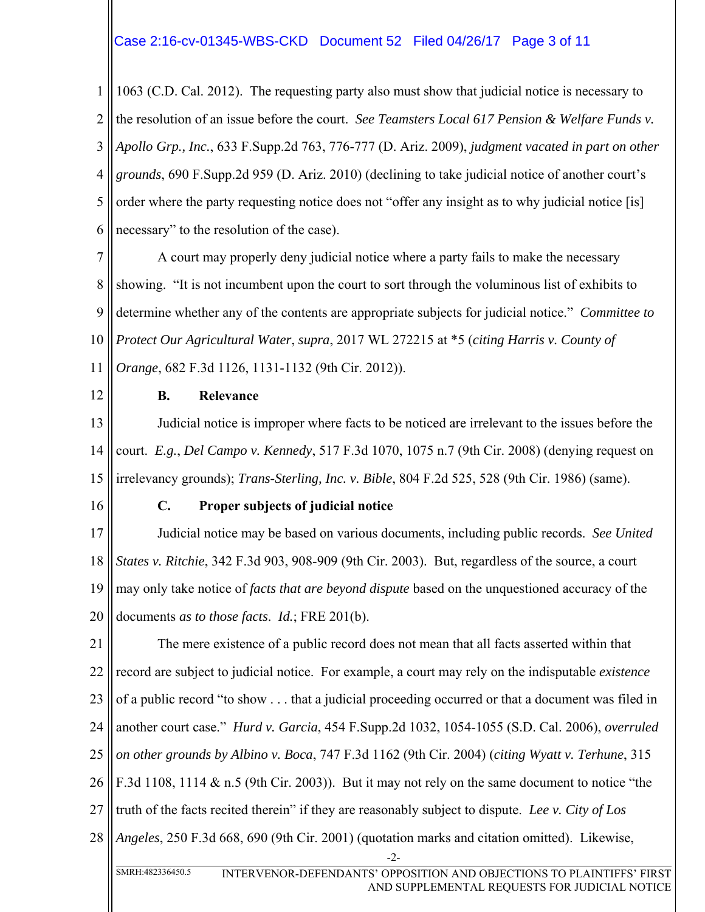1063 (C.D. Cal. 2012). The requesting party also must show that judicial notice is necessary to the resolution of an issue before the court. *See Teamsters Local 617 Pension & Welfare Funds v. Apollo Grp., Inc.*, 633 F.Supp.2d 763, 776-777 (D. Ariz. 2009), *judgment vacated in part on other grounds*, 690 F.Supp.2d 959 (D. Ariz. 2010) (declining to take judicial notice of another court's order where the party requesting notice does not "offer any insight as to why judicial notice [is] necessary" to the resolution of the case).

A court may properly deny judicial notice where a party fails to make the necessary showing. "It is not incumbent upon the court to sort through the voluminous list of exhibits to determine whether any of the contents are appropriate subjects for judicial notice." *Committee to Protect Our Agricultural Water*, *supra*, 2017 WL 272215 at *5 (*citing Harris v. County of Orange*, 682 F.3d 1126, 1131-1132 (9th Cir. 2012)).

### B. Relevance

Judicial notice is improper where facts to be noticed are irrelevant to the issues before the court. *E.g.*, *Del Campo v. Kennedy*, 517 F.3d 1070, 1075 n.7 (9th Cir. 2008) (denying request on irrelevancy grounds); *Trans-Sterling, Inc. v. Bible*, 804 F.2d 525, 528 (9th Cir. 1986) (same).

### C. Proper subjects of judicial notice

Judicial notice may be based on various documents, including public records. *See United States v. Ritchie*, 342 F.3d 903, 908-909 (9th Cir. 2003). But, regardless of the source, a court may only take notice of *facts that are beyond dispute* based on the unquestioned accuracy of the documents *as to those facts*. *Id.*; FRE 201(b).

The mere existence of a public record does not mean that all facts asserted within that record are subject to judicial notice. For example, a court may rely on the indisputable *existence* of a public record "to show . . . that a judicial proceeding occurred or that a document was filed in another court case." *Hurd v. Garcia*, 454 F.Supp.2d 1032, 1054-1055 (S.D. Cal. 2006), *overruled on other grounds by Albino v. Boca*, 747 F.3d 1162 (9th Cir. 2004) (*citing Wyatt v. Terhune*, 315 F.3d 1108, 1114 & n.5 (9th Cir. 2003)). But it may not rely on the same document to notice "the truth of the facts recited therein" if they are reasonably subject to dispute. *Lee v. City of Los Angeles*, 250 F.3d 668, 690 (9th Cir. 2001) (quotation marks and citation omitted). Likewise,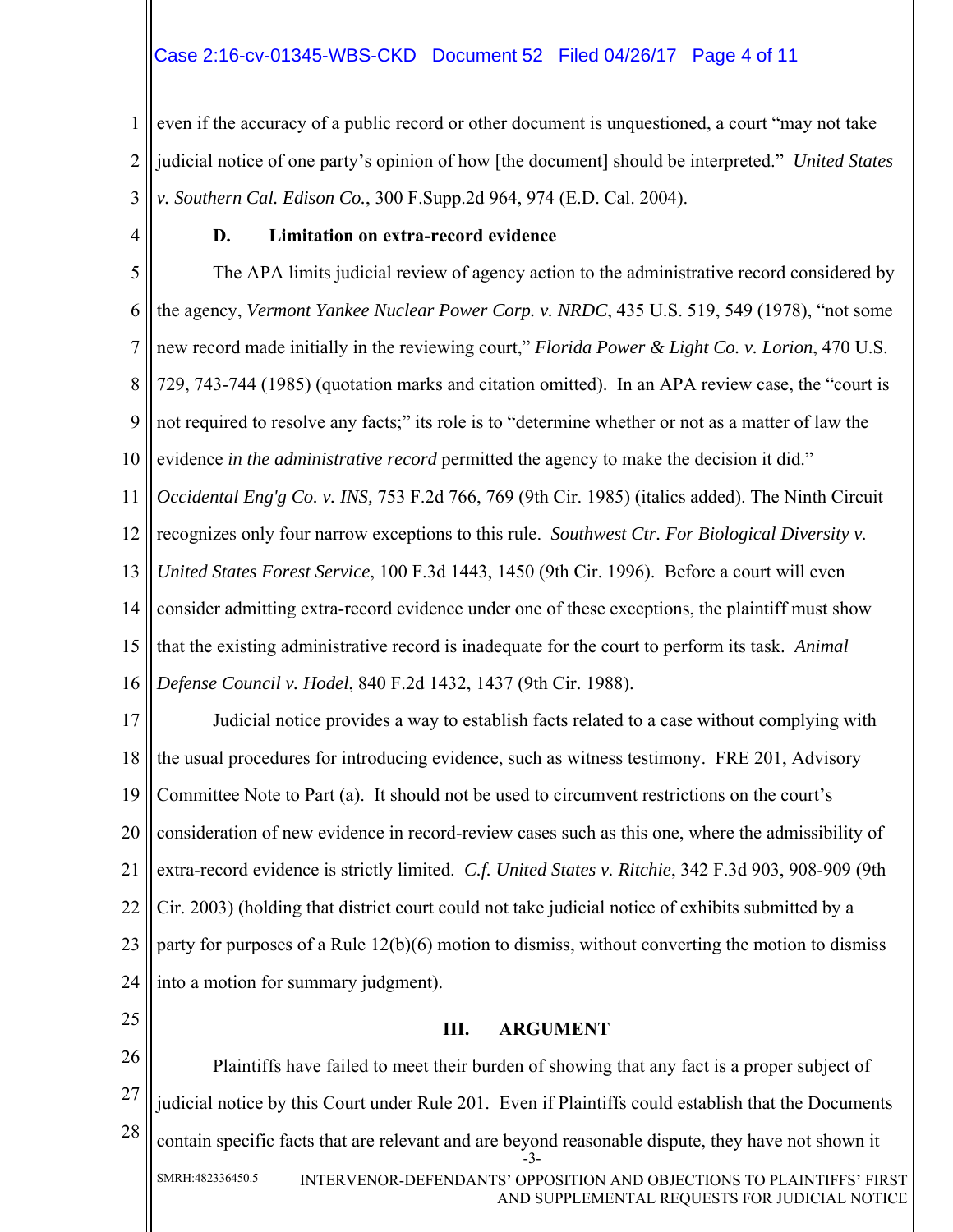even if the accuracy of a public record or other document is unquestioned, a court "may not take judicial notice of one party's opinion of how [the document] should be interpreted." *United States v. Southern Cal. Edison Co.*, 300 F.Supp.2d 964, 974 (E.D. Cal. 2004).

**D. Limitation on extra-record evidence**

The APA limits judicial review of agency action to the administrative record considered by the agency, *Vermont Yankee Nuclear Power Corp. v. NRDC*, 435 U.S. 519, 549 (1978), "not some new record made initially in the reviewing court," *Florida Power & Light Co. v. Lorion*, 470 U.S. 729, 743-744 (1985) (quotation marks and citation omitted). In an APA review case, the "court is not required to resolve any facts;" its role is to "determine whether or not as a matter of law the evidence *in the administrative record* permitted the agency to make the decision it did." *Occidental Eng'g Co. v. INS,* 753 F.2d 766, 769 (9th Cir. 1985) (italics added). The Ninth Circuit recognizes only four narrow exceptions to this rule. *Southwest Ctr. For Biological Diversity v. United States Forest Service*, 100 F.3d 1443, 1450 (9th Cir. 1996). Before a court will even consider admitting extra-record evidence under one of these exceptions, the plaintiff must show that the existing administrative record is inadequate for the court to perform its task. *Animal Defense Council v. Hodel*, 840 F.2d 1432, 1437 (9th Cir. 1988).

Judicial notice provides a way to establish facts related to a case without complying with the usual procedures for introducing evidence, such as witness testimony. FRE 201, Advisory Committee Note to Part (a). It should not be used to circumvent restrictions on the court's consideration of new evidence in record-review cases such as this one, where the admissibility of extra-record evidence is strictly limited. *C.f. United States v. Ritchie*, 342 F.3d 903, 908-909 (9th Cir. 2003) (holding that district court could not take judicial notice of exhibits submitted by a party for purposes of a Rule 12(b)(6) motion to dismiss, without converting the motion to dismiss into a motion for summary judgment).

## III. ARGUMENT

Plaintiffs have failed to meet their burden of showing that any fact is a proper subject of judicial notice by this Court under Rule 201. Even if Plaintiffs could establish that the Documents contain specific facts that are relevant and are beyond reasonable dispute, they have not shown it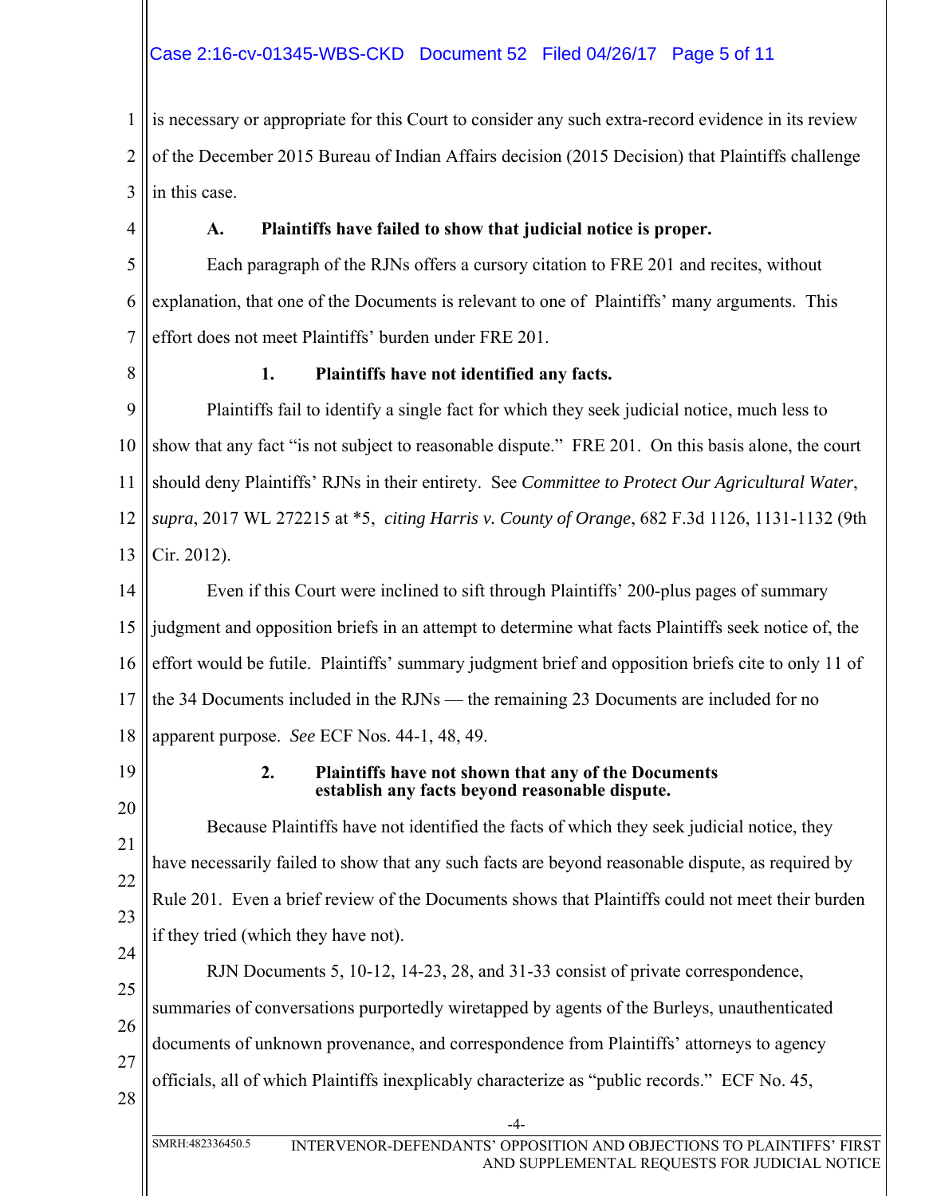is necessary or appropriate for this Court to consider any such extra-record evidence in its review of the December 2015 Bureau of Indian Affairs decision (2015 Decision) that Plaintiffs challenge in this case.

### A. Plaintiffs have failed to show that judicial notice is proper.

Each paragraph of the RJNs offers a cursory citation to FRE 201 and recites, without explanation, that one of the Documents is relevant to one of Plaintiffs' many arguments. This effort does not meet Plaintiffs' burden under FRE 201.

#### 1. Plaintiffs have not identified any facts.

Plaintiffs fail to identify a single fact for which they seek judicial notice, much less to show that any fact "is not subject to reasonable dispute." FRE 201. On this basis alone, the court should deny Plaintiffs' RJNs in their entirety. See *Committee to Protect Our Agricultural Water*, *supra*, 2017 WL 272215 at *5, *citing Harris v. County of Orange*, 682 F.3d 1126, 1131-1132 (9th Cir. 2012).

Even if this Court were inclined to sift through Plaintiffs' 200-plus pages of summary judgment and opposition briefs in an attempt to determine what facts Plaintiffs seek notice of, the effort would be futile. Plaintiffs' summary judgment brief and opposition briefs cite to only 11 of the 34 Documents included in the RJNs — the remaining 23 Documents are included for no apparent purpose. *See* ECF Nos. 44-1, 48, 49.

#### 2. Plaintiffs have not shown that any of the Documents establish any facts beyond reasonable dispute.

Because Plaintiffs have not identified the facts of which they seek judicial notice, they have necessarily failed to show that any such facts are beyond reasonable dispute, as required by Rule 201. Even a brief review of the Documents shows that Plaintiffs could not meet their burden if they tried (which they have not).

RJN Documents 5, 10-12, 14-23, 28, and 31-33 consist of private correspondence, summaries of conversations purportedly wiretapped by agents of the Burleys, unauthenticated documents of unknown provenance, and correspondence from Plaintiffs' attorneys to agency officials, all of which Plaintiffs inexplicably characterize as "public records." ECF No. 45,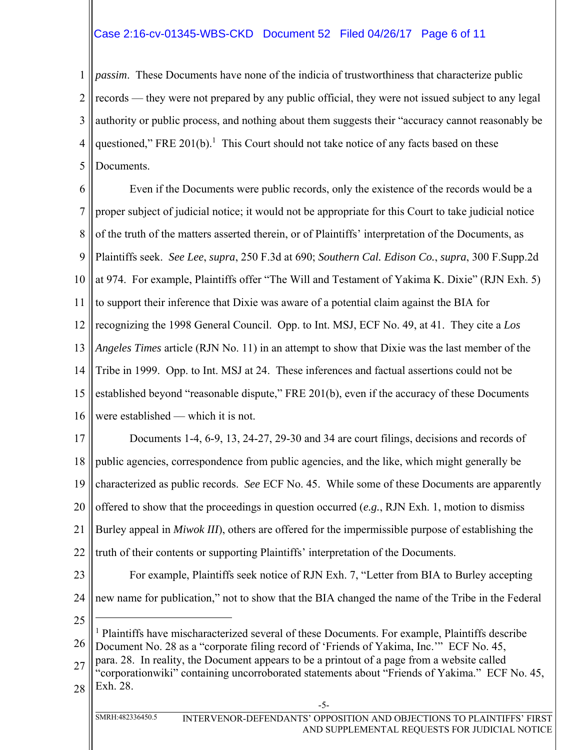*passim*. These Documents have none of the indicia of trustworthiness that characterize public records — they were not prepared by any public official, they were not issued subject to any legal authority or public process, and nothing about them suggests their "accuracy cannot reasonably be questioned," FRE 201(b).[1] This Court should not take notice of any facts based on these Documents.

Even if the Documents were public records, only the existence of the records would be a proper subject of judicial notice; it would not be appropriate for this Court to take judicial notice of the truth of the matters asserted therein, or of Plaintiffs' interpretation of the Documents, as Plaintiffs seek. *See Lee*, *supra*, 250 F.3d at 690; *Southern Cal. Edison Co.*, *supra*, 300 F.Supp.2d at 974. For example, Plaintiffs offer "The Will and Testament of Yakima K. Dixie" (RJN Exh. 5) to support their inference that Dixie was aware of a potential claim against the BIA for recognizing the 1998 General Council. Opp. to Int. MSJ, ECF No. 49, at 41. They cite a *Los Angeles Times* article (RJN No. 11) in an attempt to show that Dixie was the last member of the Tribe in 1999. Opp. to Int. MSJ at 24. These inferences and factual assertions could not be established beyond "reasonable dispute," FRE 201(b), even if the accuracy of these Documents were established — which it is not.

Documents 1-4, 6-9, 13, 24-27, 29-30 and 34 are court filings, decisions and records of public agencies, correspondence from public agencies, and the like, which might generally be characterized as public records. *See* ECF No. 45. While some of these Documents are apparently offered to show that the proceedings in question occurred (*e.g.*, RJN Exh. 1, motion to dismiss Burley appeal in *Miwok III*), others are offered for the impermissible purpose of establishing the truth of their contents or supporting Plaintiffs' interpretation of the Documents.

For example, Plaintiffs seek notice of RJN Exh. 7, "Letter from BIA to Burley accepting new name for publication," not to show that the BIA changed the name of the Tribe in the Federal

---

[1] Plaintiffs have mischaracterized several of these Documents. For example, Plaintiffs describe Document No. 28 as a "corporate filing record of 'Friends of Yakima, Inc.'" ECF No. 45, para. 28. In reality, the Document appears to be a printout of a page from a website called "corporationwiki" containing uncorroborated statements about "Friends of Yakima." ECF No. 45, Exh. 28.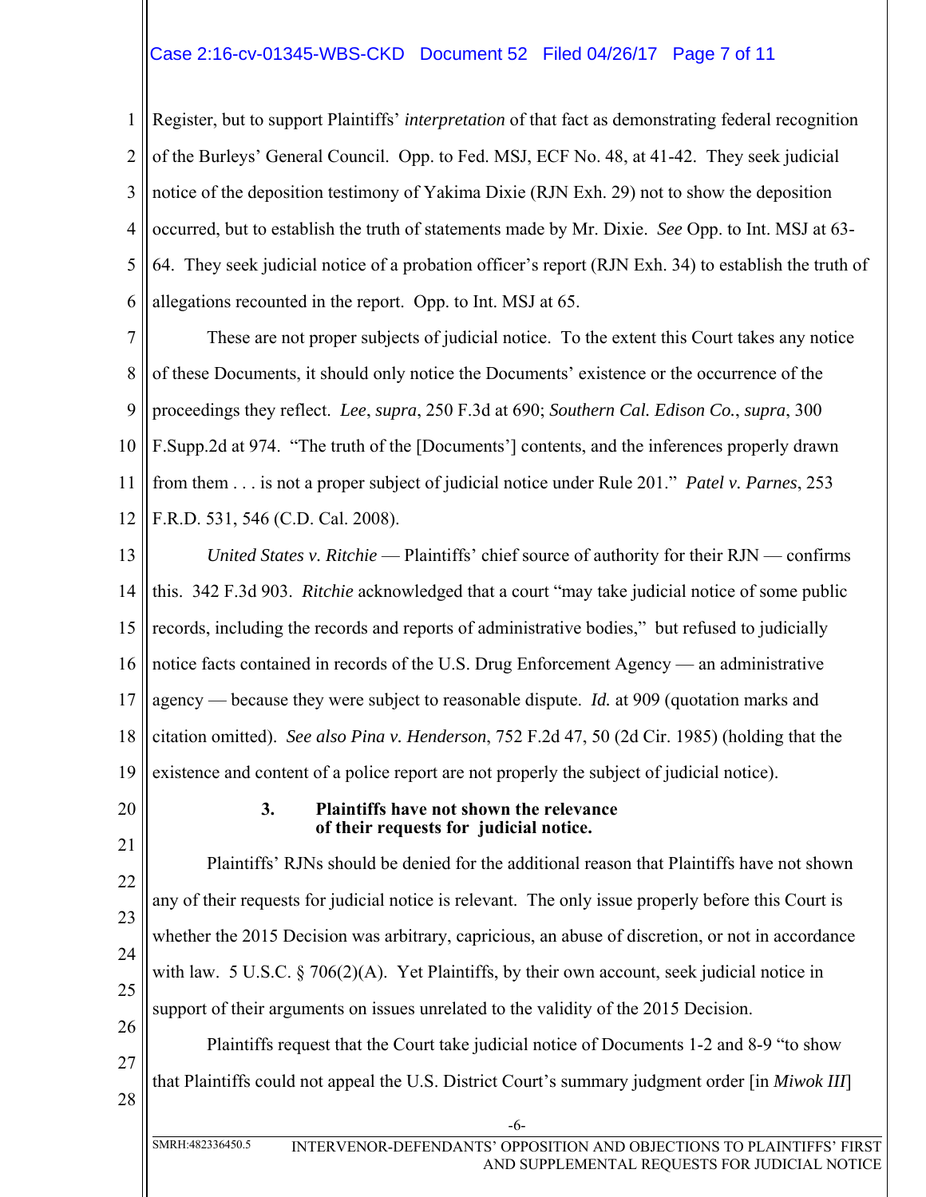Register, but to support Plaintiffs' *interpretation* of that fact as demonstrating federal recognition of the Burleys' General Council. Opp. to Fed. MSJ, ECF No. 48, at 41-42. They seek judicial notice of the deposition testimony of Yakima Dixie (RJN Exh. 29) not to show the deposition occurred, but to establish the truth of statements made by Mr. Dixie. *See* Opp. to Int. MSJ at 63-64. They seek judicial notice of a probation officer's report (RJN Exh. 34) to establish the truth of allegations recounted in the report. Opp. to Int. MSJ at 65.

These are not proper subjects of judicial notice. To the extent this Court takes any notice of these Documents, it should only notice the Documents' existence or the occurrence of the proceedings they reflect. *Lee*, *supra*, 250 F.3d at 690; *Southern Cal. Edison Co.*, *supra*, 300 F.Supp.2d at 974. "The truth of the [Documents'] contents, and the inferences properly drawn from them . . . is not a proper subject of judicial notice under Rule 201." *Patel v. Parnes*, 253 F.R.D. 531, 546 (C.D. Cal. 2008).

*United States v. Ritchie* — Plaintiffs' chief source of authority for their RJN — confirms this. 342 F.3d 903. *Ritchie* acknowledged that a court "may take judicial notice of some public records, including the records and reports of administrative bodies," but refused to judicially notice facts contained in records of the U.S. Drug Enforcement Agency — an administrative agency — because they were subject to reasonable dispute. *Id.* at 909 (quotation marks and citation omitted). *See also Pina v. Henderson*, 752 F.2d 47, 50 (2d Cir. 1985) (holding that the existence and content of a police report are not properly the subject of judicial notice).

### 3. Plaintiffs have not shown the relevance of their requests for judicial notice.

Plaintiffs' RJNs should be denied for the additional reason that Plaintiffs have not shown any of their requests for judicial notice is relevant. The only issue properly before this Court is whether the 2015 Decision was arbitrary, capricious, an abuse of discretion, or not in accordance with law. 5 U.S.C. § 706(2)(A). Yet Plaintiffs, by their own account, seek judicial notice in support of their arguments on issues unrelated to the validity of the 2015 Decision.

Plaintiffs request that the Court take judicial notice of Documents 1-2 and 8-9 "to show that Plaintiffs could not appeal the U.S. District Court's summary judgment order [in *Miwok III*]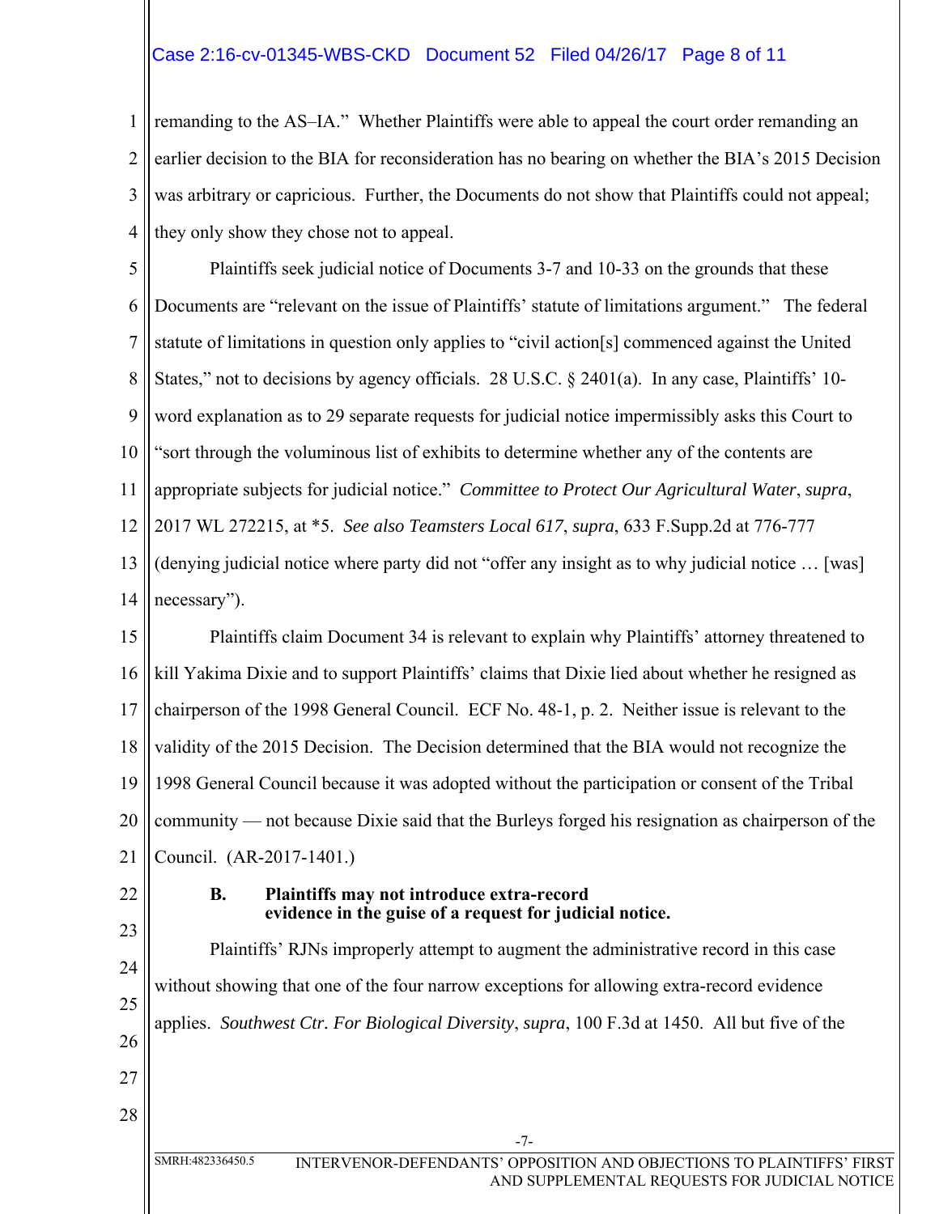remanding to the AS–IA." Whether Plaintiffs were able to appeal the court order remanding an earlier decision to the BIA for reconsideration has no bearing on whether the BIA's 2015 Decision was arbitrary or capricious. Further, the Documents do not show that Plaintiffs could not appeal; they only show they chose not to appeal.

Plaintiffs seek judicial notice of Documents 3-7 and 10-33 on the grounds that these Documents are "relevant on the issue of Plaintiffs' statute of limitations argument." The federal statute of limitations in question only applies to "civil action[s] commenced against the United States," not to decisions by agency officials. 28 U.S.C. § 2401(a). In any case, Plaintiffs' 10-word explanation as to 29 separate requests for judicial notice impermissibly asks this Court to "sort through the voluminous list of exhibits to determine whether any of the contents are appropriate subjects for judicial notice." *Committee to Protect Our Agricultural Water*, *supra*, 2017 WL 272215, at *5. *See also Teamsters Local 617*, *supra*, 633 F.Supp.2d at 776-777 (denying judicial notice where party did not "offer any insight as to why judicial notice … [was] necessary").

Plaintiffs claim Document 34 is relevant to explain why Plaintiffs' attorney threatened to kill Yakima Dixie and to support Plaintiffs' claims that Dixie lied about whether he resigned as chairperson of the 1998 General Council. ECF No. 48-1, p. 2. Neither issue is relevant to the validity of the 2015 Decision. The Decision determined that the BIA would not recognize the 1998 General Council because it was adopted without the participation or consent of the Tribal community — not because Dixie said that the Burleys forged his resignation as chairperson of the Council. (AR-2017-1401.)

### B. Plaintiffs may not introduce extra-record evidence in the guise of a request for judicial notice.

Plaintiffs' RJNs improperly attempt to augment the administrative record in this case without showing that one of the four narrow exceptions for allowing extra-record evidence applies. *Southwest Ctr. For Biological Diversity*, *supra*, 100 F.3d at 1450. All but five of the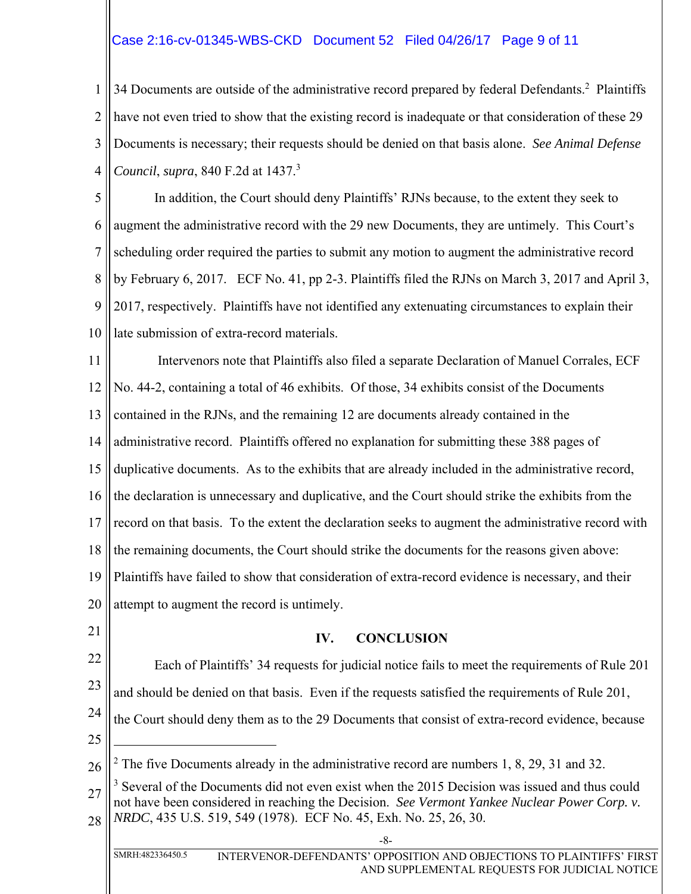34 Documents are outside of the administrative record prepared by federal Defendants.[2] Plaintiffs have not even tried to show that the existing record is inadequate or that consideration of these 29 Documents is necessary; their requests should be denied on that basis alone. *See Animal Defense Council*, *supra*, 840 F.2d at 1437.[3]

In addition, the Court should deny Plaintiffs' RJNs because, to the extent they seek to augment the administrative record with the 29 new Documents, they are untimely. This Court's scheduling order required the parties to submit any motion to augment the administrative record by February 6, 2017. ECF No. 41, pp 2-3. Plaintiffs filed the RJNs on March 3, 2017 and April 3, 2017, respectively. Plaintiffs have not identified any extenuating circumstances to explain their late submission of extra-record materials.

Intervenors note that Plaintiffs also filed a separate Declaration of Manuel Corrales, ECF No. 44-2, containing a total of 46 exhibits. Of those, 34 exhibits consist of the Documents contained in the RJNs, and the remaining 12 are documents already contained in the administrative record. Plaintiffs offered no explanation for submitting these 388 pages of duplicative documents. As to the exhibits that are already included in the administrative record, the declaration is unnecessary and duplicative, and the Court should strike the exhibits from the record on that basis. To the extent the declaration seeks to augment the administrative record with the remaining documents, the Court should strike the documents for the reasons given above: Plaintiffs have failed to show that consideration of extra-record evidence is necessary, and their attempt to augment the record is untimely.

## IV. CONCLUSION

Each of Plaintiffs' 34 requests for judicial notice fails to meet the requirements of Rule 201 and should be denied on that basis. Even if the requests satisfied the requirements of Rule 201, the Court should deny them as to the 29 Documents that consist of extra-record evidence, because

---

[2] The five Documents already in the administrative record are numbers 1, 8, 29, 31 and 32.

[3] Several of the Documents did not even exist when the 2015 Decision was issued and thus could not have been considered in reaching the Decision. *See Vermont Yankee Nuclear Power Corp. v. NRDC*, 435 U.S. 519, 549 (1978). ECF No. 45, Exh. No. 25, 26, 30.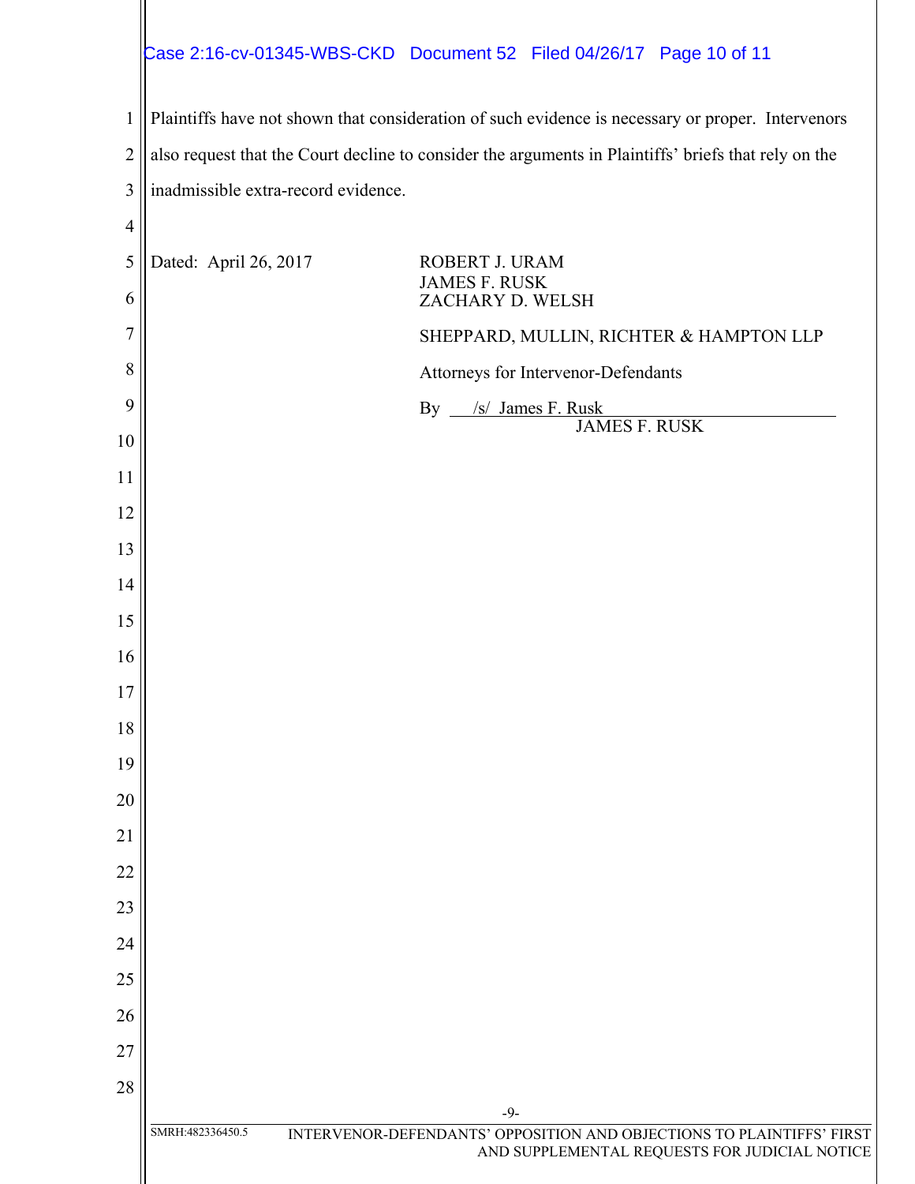Plaintiffs have not shown that consideration of such evidence is necessary or proper. Intervenors also request that the Court decline to consider the arguments in Plaintiffs' briefs that rely on the inadmissible extra-record evidence.

Dated: April 26, 2017

ROBERT J. URAM
JAMES F. RUSK
ZACHARY D. WELSH

SHEPPARD, MULLIN, RICHTER & HAMPTON LLP

Attorneys for Intervenor-Defendants

By /s/ James F. Rusk
JAMES F. RUSK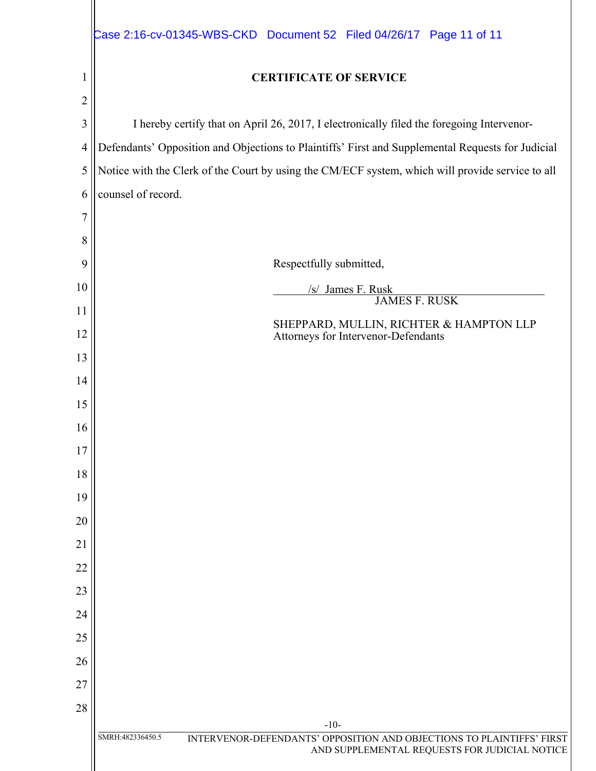# CERTIFICATE OF SERVICE

I hereby certify that on April 26, 2017, I electronically filed the foregoing Intervenor-Defendants' Opposition and Objections to Plaintiffs' First and Supplemental Requests for Judicial Notice with the Clerk of the Court by using the CM/ECF system, which will provide service to all counsel of record.

Respectfully submitted,

/s/ James F. Rusk
JAMES F. RUSK

SHEPPARD, MULLIN, RICHTER & HAMPTON LLP
Attorneys for Intervenor-Defendants